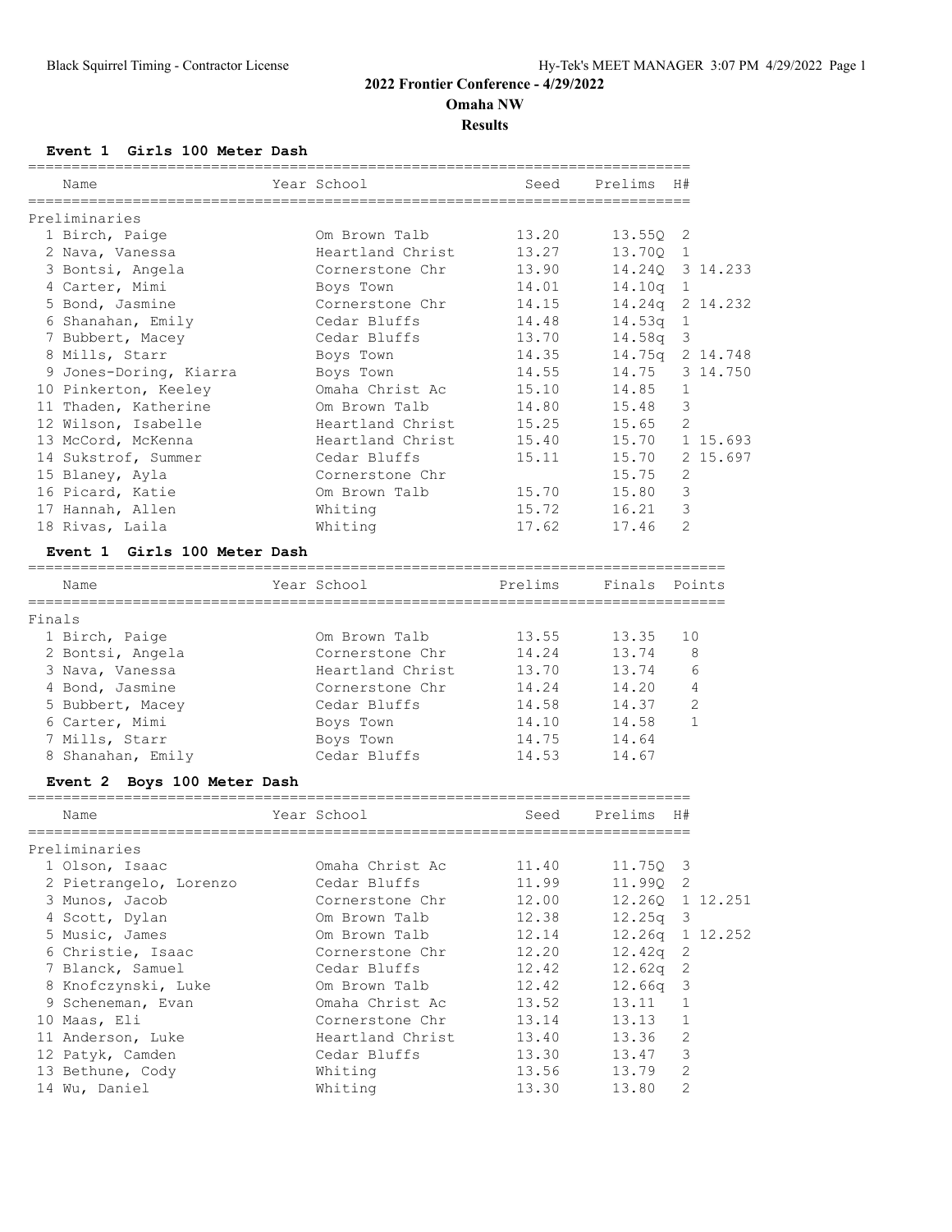# 2022 Frontier Conference - 4/29/2022

## Omaha NW

### Results

**Event 1 Girls 100 Meter Dash**

Preliminaries

| Place | Name | Year | School | Seed | Prelims | H# | |
|---|---|---|---|---|---|---|---|
| 1 | Birch, Paige | | Om Brown Talb | 13.20 | 13.55Q | 2 | |
| 2 | Nava, Vanessa | | Heartland Christ | 13.27 | 13.70Q | 1 | |
| 3 | Bontsi, Angela | | Cornerstone Chr | 13.90 | 14.24Q | 3 | 14.233 |
| 4 | Carter, Mimi | | Boys Town | 14.01 | 14.10q | 1 | |
| 5 | Bond, Jasmine | | Cornerstone Chr | 14.15 | 14.24q | 2 | 14.232 |
| 6 | Shanahan, Emily | | Cedar Bluffs | 14.48 | 14.53q | 1 | |
| 7 | Bubbert, Macey | | Cedar Bluffs | 13.70 | 14.58q | 3 | |
| 8 | Mills, Starr | | Boys Town | 14.35 | 14.75q | 2 | 14.748 |
| 9 | Jones-Doring, Kiarra | | Boys Town | 14.55 | 14.75 | 3 | 14.750 |
| 10 | Pinkerton, Keeley | | Omaha Christ Ac | 15.10 | 14.85 | 1 | |
| 11 | Thaden, Katherine | | Om Brown Talb | 14.80 | 15.48 | 3 | |
| 12 | Wilson, Isabelle | | Heartland Christ | 15.25 | 15.65 | 2 | |
| 13 | McCord, McKenna | | Heartland Christ | 15.40 | 15.70 | 1 | 15.693 |
| 14 | Sukstrof, Summer | | Cedar Bluffs | 15.11 | 15.70 | 2 | 15.697 |
| 15 | Blaney, Ayla | | Cornerstone Chr | | 15.75 | 2 | |
| 16 | Picard, Katie | | Om Brown Talb | 15.70 | 15.80 | 3 | |
| 17 | Hannah, Allen | | Whiting | 15.72 | 16.21 | 3 | |
| 18 | Rivas, Laila | | Whiting | 17.62 | 17.46 | 2 | |

**Event 1 Girls 100 Meter Dash**

Finals

| Place | Name | Year | School | Prelims | Finals | Points |
|---|---|---|---|---|---|---|
| 1 | Birch, Paige | | Om Brown Talb | 13.55 | 13.35 | 10 |
| 2 | Bontsi, Angela | | Cornerstone Chr | 14.24 | 13.74 | 8 |
| 3 | Nava, Vanessa | | Heartland Christ | 13.70 | 13.74 | 6 |
| 4 | Bond, Jasmine | | Cornerstone Chr | 14.24 | 14.20 | 4 |
| 5 | Bubbert, Macey | | Cedar Bluffs | 14.58 | 14.37 | 2 |
| 6 | Carter, Mimi | | Boys Town | 14.10 | 14.58 | 1 |
| 7 | Mills, Starr | | Boys Town | 14.75 | 14.64 | |
| 8 | Shanahan, Emily | | Cedar Bluffs | 14.53 | 14.67 | |

**Event 2 Boys 100 Meter Dash**

Preliminaries

| Place | Name | Year | School | Seed | Prelims | H# | |
|---|---|---|---|---|---|---|---|
| 1 | Olson, Isaac | | Omaha Christ Ac | 11.40 | 11.75Q | 3 | |
| 2 | Pietrangelo, Lorenzo | | Cedar Bluffs | 11.99 | 11.99Q | 2 | |
| 3 | Munos, Jacob | | Cornerstone Chr | 12.00 | 12.26Q | 1 | 12.251 |
| 4 | Scott, Dylan | | Om Brown Talb | 12.38 | 12.25q | 3 | |
| 5 | Music, James | | Om Brown Talb | 12.14 | 12.26q | 1 | 12.252 |
| 6 | Christie, Isaac | | Cornerstone Chr | 12.20 | 12.42q | 2 | |
| 7 | Blanck, Samuel | | Cedar Bluffs | 12.42 | 12.62q | 2 | |
| 8 | Knofczynski, Luke | | Om Brown Talb | 12.42 | 12.66q | 3 | |
| 9 | Scheneman, Evan | | Omaha Christ Ac | 13.52 | 13.11 | 1 | |
| 10 | Maas, Eli | | Cornerstone Chr | 13.14 | 13.13 | 1 | |
| 11 | Anderson, Luke | | Heartland Christ | 13.40 | 13.36 | 2 | |
| 12 | Patyk, Camden | | Cedar Bluffs | 13.30 | 13.47 | 3 | |
| 13 | Bethune, Cody | | Whiting | 13.56 | 13.79 | 2 | |
| 14 | Wu, Daniel | | Whiting | 13.30 | 13.80 | 2 | |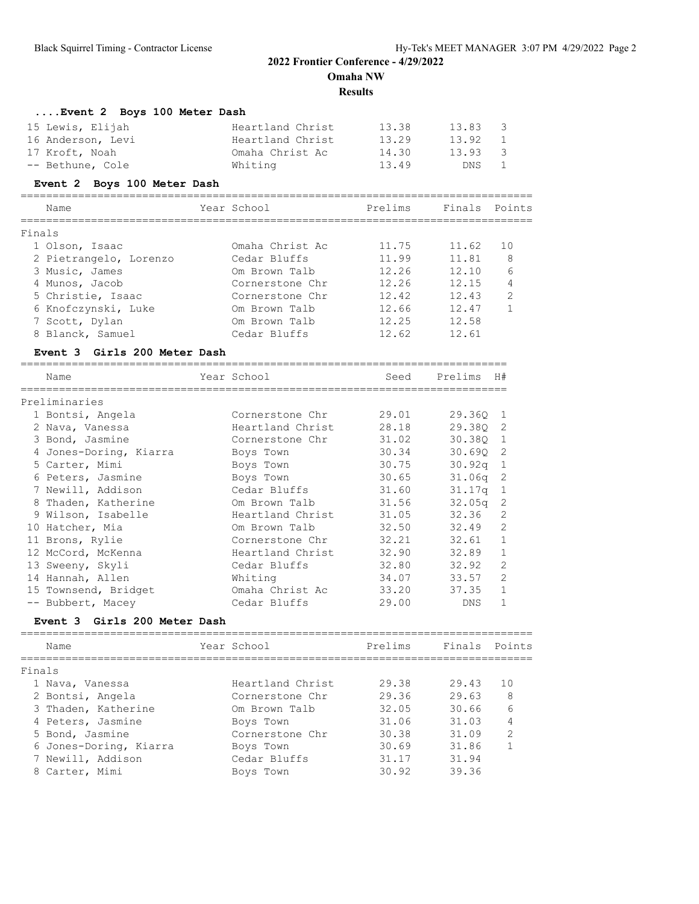**2022 Frontier Conference - 4/29/2022**

**Omaha NW**

**Results**

### ....Event 2 Boys 100 Meter Dash

| Place | Name | Year | School | Seed | Prelims | H# |
|---|---|---|---|---|---|---|
| 15 | Lewis, Elijah | | Heartland Christ | 13.38 | 13.83 | 3 |
| 16 | Anderson, Levi | | Heartland Christ | 13.29 | 13.92 | 1 |
| 17 | Kroft, Noah | | Omaha Christ Ac | 14.30 | 13.93 | 3 |
| -- | Bethune, Cole | | Whiting | 13.49 | DNS | 1 |

### Event 2 Boys 100 Meter Dash

Finals

| Place | Name | Year | School | Prelims | Finals | Points |
|---|---|---|---|---|---|---|
| 1 | Olson, Isaac | | Omaha Christ Ac | 11.75 | 11.62 | 10 |
| 2 | Pietrangelo, Lorenzo | | Cedar Bluffs | 11.99 | 11.81 | 8 |
| 3 | Music, James | | Om Brown Talb | 12.26 | 12.10 | 6 |
| 4 | Munos, Jacob | | Cornerstone Chr | 12.26 | 12.15 | 4 |
| 5 | Christie, Isaac | | Cornerstone Chr | 12.42 | 12.43 | 2 |
| 6 | Knofczynski, Luke | | Om Brown Talb | 12.66 | 12.47 | 1 |
| 7 | Scott, Dylan | | Om Brown Talb | 12.25 | 12.58 | |
| 8 | Blanck, Samuel | | Cedar Bluffs | 12.62 | 12.61 | |

### Event 3 Girls 200 Meter Dash

Preliminaries

| Place | Name | Year | School | Seed | Prelims | H# |
|---|---|---|---|---|---|---|
| 1 | Bontsi, Angela | | Cornerstone Chr | 29.01 | 29.36Q | 1 |
| 2 | Nava, Vanessa | | Heartland Christ | 28.18 | 29.38Q | 2 |
| 3 | Bond, Jasmine | | Cornerstone Chr | 31.02 | 30.38Q | 1 |
| 4 | Jones-Doring, Kiarra | | Boys Town | 30.34 | 30.69Q | 2 |
| 5 | Carter, Mimi | | Boys Town | 30.75 | 30.92q | 1 |
| 6 | Peters, Jasmine | | Boys Town | 30.65 | 31.06q | 2 |
| 7 | Newill, Addison | | Cedar Bluffs | 31.60 | 31.17q | 1 |
| 8 | Thaden, Katherine | | Om Brown Talb | 31.56 | 32.05q | 2 |
| 9 | Wilson, Isabelle | | Heartland Christ | 31.05 | 32.36 | 2 |
| 10 | Hatcher, Mia | | Om Brown Talb | 32.50 | 32.49 | 2 |
| 11 | Brons, Rylie | | Cornerstone Chr | 32.21 | 32.61 | 1 |
| 12 | McCord, McKenna | | Heartland Christ | 32.90 | 32.89 | 1 |
| 13 | Sweeny, Skyli | | Cedar Bluffs | 32.80 | 32.92 | 2 |
| 14 | Hannah, Allen | | Whiting | 34.07 | 33.57 | 2 |
| 15 | Townsend, Bridget | | Omaha Christ Ac | 33.20 | 37.35 | 1 |
| -- | Bubbert, Macey | | Cedar Bluffs | 29.00 | DNS | 1 |

### Event 3 Girls 200 Meter Dash

Finals

| Place | Name | Year | School | Prelims | Finals | Points |
|---|---|---|---|---|---|---|
| 1 | Nava, Vanessa | | Heartland Christ | 29.38 | 29.43 | 10 |
| 2 | Bontsi, Angela | | Cornerstone Chr | 29.36 | 29.63 | 8 |
| 3 | Thaden, Katherine | | Om Brown Talb | 32.05 | 30.66 | 6 |
| 4 | Peters, Jasmine | | Boys Town | 31.06 | 31.03 | 4 |
| 5 | Bond, Jasmine | | Cornerstone Chr | 30.38 | 31.09 | 2 |
| 6 | Jones-Doring, Kiarra | | Boys Town | 30.69 | 31.86 | 1 |
| 7 | Newill, Addison | | Cedar Bluffs | 31.17 | 31.94 | |
| 8 | Carter, Mimi | | Boys Town | 30.92 | 39.36 | |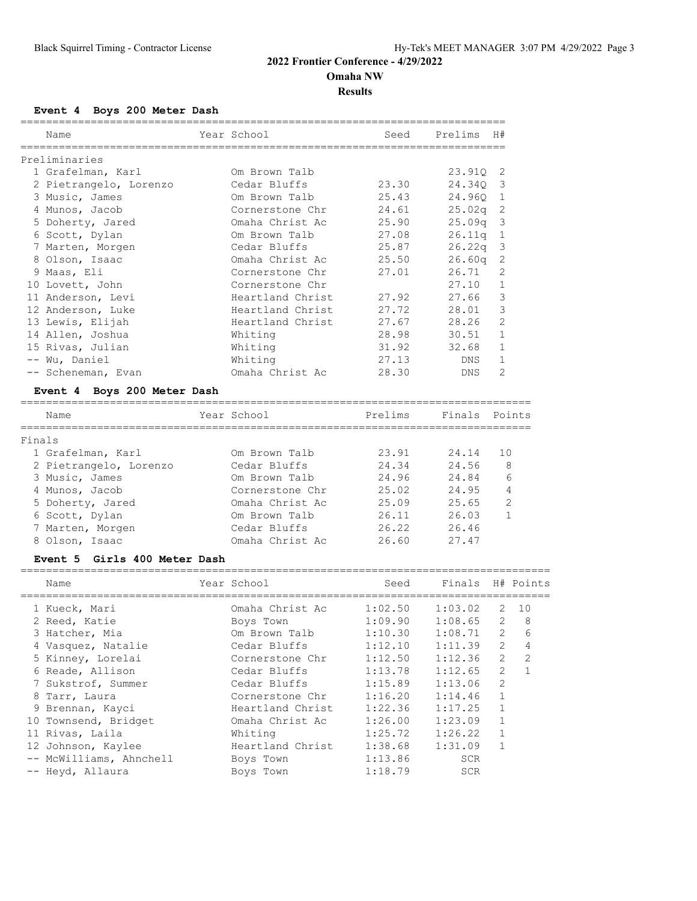# 2022 Frontier Conference - 4/29/2022

## Omaha NW

### Results

**Event 4 Boys 200 Meter Dash**

Preliminaries

| Place | Name | Year | School | Seed | Prelims | H# |
|---|---|---|---|---|---|---|
| 1 | Grafelman, Karl | | Om Brown Talb | | 23.91Q | 2 |
| 2 | Pietrangelo, Lorenzo | | Cedar Bluffs | 23.30 | 24.34Q | 3 |
| 3 | Music, James | | Om Brown Talb | 25.43 | 24.96Q | 1 |
| 4 | Munos, Jacob | | Cornerstone Chr | 24.61 | 25.02q | 2 |
| 5 | Doherty, Jared | | Omaha Christ Ac | 25.90 | 25.09q | 3 |
| 6 | Scott, Dylan | | Om Brown Talb | 27.08 | 26.11q | 1 |
| 7 | Marten, Morgen | | Cedar Bluffs | 25.87 | 26.22q | 3 |
| 8 | Olson, Isaac | | Omaha Christ Ac | 25.50 | 26.60q | 2 |
| 9 | Maas, Eli | | Cornerstone Chr | 27.01 | 26.71 | 2 |
| 10 | Lovett, John | | Cornerstone Chr | | 27.10 | 1 |
| 11 | Anderson, Levi | | Heartland Christ | 27.92 | 27.66 | 3 |
| 12 | Anderson, Luke | | Heartland Christ | 27.72 | 28.01 | 3 |
| 13 | Lewis, Elijah | | Heartland Christ | 27.67 | 28.26 | 2 |
| 14 | Allen, Joshua | | Whiting | 28.98 | 30.51 | 1 |
| 15 | Rivas, Julian | | Whiting | 31.92 | 32.68 | 1 |
| -- | Wu, Daniel | | Whiting | 27.13 | DNS | 1 |
| -- | Scheneman, Evan | | Omaha Christ Ac | 28.30 | DNS | 2 |

**Event 4 Boys 200 Meter Dash**

Finals

| Place | Name | Year | School | Prelims | Finals | Points |
|---|---|---|---|---|---|---|
| 1 | Grafelman, Karl | | Om Brown Talb | 23.91 | 24.14 | 10 |
| 2 | Pietrangelo, Lorenzo | | Cedar Bluffs | 24.34 | 24.56 | 8 |
| 3 | Music, James | | Om Brown Talb | 24.96 | 24.84 | 6 |
| 4 | Munos, Jacob | | Cornerstone Chr | 25.02 | 24.95 | 4 |
| 5 | Doherty, Jared | | Omaha Christ Ac | 25.09 | 25.65 | 2 |
| 6 | Scott, Dylan | | Om Brown Talb | 26.11 | 26.03 | 1 |
| 7 | Marten, Morgen | | Cedar Bluffs | 26.22 | 26.46 | |
| 8 | Olson, Isaac | | Omaha Christ Ac | 26.60 | 27.47 | |

**Event 5 Girls 400 Meter Dash**

| Place | Name | Year | School | Seed | Finals | H# | Points |
|---|---|---|---|---|---|---|---|
| 1 | Kueck, Mari | | Omaha Christ Ac | 1:02.50 | 1:03.02 | 2 | 10 |
| 2 | Reed, Katie | | Boys Town | 1:09.90 | 1:08.65 | 2 | 8 |
| 3 | Hatcher, Mia | | Om Brown Talb | 1:10.30 | 1:08.71 | 2 | 6 |
| 4 | Vasquez, Natalie | | Cedar Bluffs | 1:12.10 | 1:11.39 | 2 | 4 |
| 5 | Kinney, Lorelai | | Cornerstone Chr | 1:12.50 | 1:12.36 | 2 | 2 |
| 6 | Reade, Allison | | Cedar Bluffs | 1:13.78 | 1:12.65 | 2 | 1 |
| 7 | Sukstrof, Summer | | Cedar Bluffs | 1:15.89 | 1:13.06 | 2 | |
| 8 | Tarr, Laura | | Cornerstone Chr | 1:16.20 | 1:14.46 | 1 | |
| 9 | Brennan, Kayci | | Heartland Christ | 1:22.36 | 1:17.25 | 1 | |
| 10 | Townsend, Bridget | | Omaha Christ Ac | 1:26.00 | 1:23.09 | 1 | |
| 11 | Rivas, Laila | | Whiting | 1:25.72 | 1:26.22 | 1 | |
| 12 | Johnson, Kaylee | | Heartland Christ | 1:38.68 | 1:31.09 | 1 | |
| -- | McWilliams, Ahnchell | | Boys Town | 1:13.86 | SCR | | |
| -- | Heyd, Allaura | | Boys Town | 1:18.79 | SCR | | |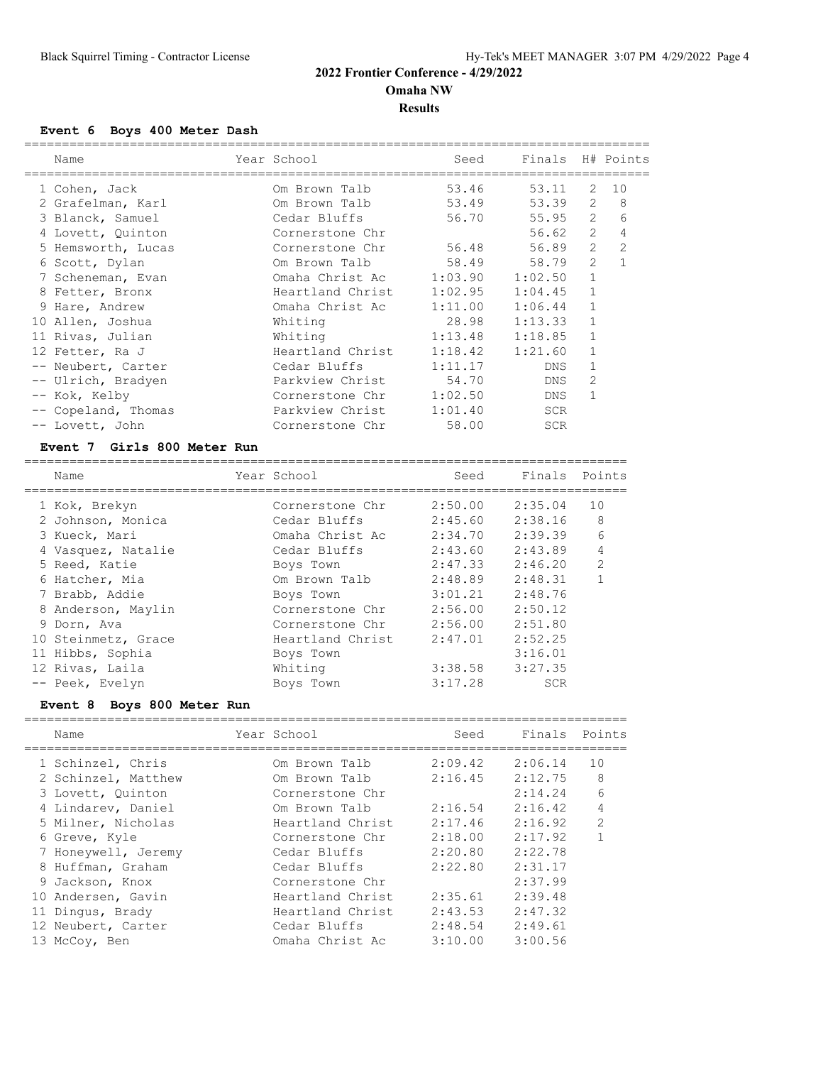## 2022 Frontier Conference - 4/29/2022

**Omaha NW**

**Results**

### Event 6 Boys 400 Meter Dash

| | Name | Year | School | Seed | Finals | H# | Points |
|---|---|---|---|---|---|---|---|
| 1 | Cohen, Jack | | Om Brown Talb | 53.46 | 53.11 | 2 | 10 |
| 2 | Grafelman, Karl | | Om Brown Talb | 53.49 | 53.39 | 2 | 8 |
| 3 | Blanck, Samuel | | Cedar Bluffs | 56.70 | 55.95 | 2 | 6 |
| 4 | Lovett, Quinton | | Cornerstone Chr | | 56.62 | 2 | 4 |
| 5 | Hemsworth, Lucas | | Cornerstone Chr | 56.48 | 56.89 | 2 | 2 |
| 6 | Scott, Dylan | | Om Brown Talb | 58.49 | 58.79 | 2 | 1 |
| 7 | Scheneman, Evan | | Omaha Christ Ac | 1:03.90 | 1:02.50 | 1 | |
| 8 | Fetter, Bronx | | Heartland Christ | 1:02.95 | 1:04.45 | 1 | |
| 9 | Hare, Andrew | | Omaha Christ Ac | 1:11.00 | 1:06.44 | 1 | |
| 10 | Allen, Joshua | | Whiting | 28.98 | 1:13.33 | 1 | |
| 11 | Rivas, Julian | | Whiting | 1:13.48 | 1:18.85 | 1 | |
| 12 | Fetter, Ra J | | Heartland Christ | 1:18.42 | 1:21.60 | 1 | |
| -- | Neubert, Carter | | Cedar Bluffs | 1:11.17 | DNS | 1 | |
| -- | Ulrich, Bradyen | | Parkview Christ | 54.70 | DNS | 2 | |
| -- | Kok, Kelby | | Cornerstone Chr | 1:02.50 | DNS | 1 | |
| -- | Copeland, Thomas | | Parkview Christ | 1:01.40 | SCR | | |
| -- | Lovett, John | | Cornerstone Chr | 58.00 | SCR | | |

### Event 7 Girls 800 Meter Run

| | Name | Year | School | Seed | Finals | Points |
|---|---|---|---|---|---|---|
| 1 | Kok, Brekyn | | Cornerstone Chr | 2:50.00 | 2:35.04 | 10 |
| 2 | Johnson, Monica | | Cedar Bluffs | 2:45.60 | 2:38.16 | 8 |
| 3 | Kueck, Mari | | Omaha Christ Ac | 2:34.70 | 2:39.39 | 6 |
| 4 | Vasquez, Natalie | | Cedar Bluffs | 2:43.60 | 2:43.89 | 4 |
| 5 | Reed, Katie | | Boys Town | 2:47.33 | 2:46.20 | 2 |
| 6 | Hatcher, Mia | | Om Brown Talb | 2:48.89 | 2:48.31 | 1 |
| 7 | Brabb, Addie | | Boys Town | 3:01.21 | 2:48.76 | |
| 8 | Anderson, Maylin | | Cornerstone Chr | 2:56.00 | 2:50.12 | |
| 9 | Dorn, Ava | | Cornerstone Chr | 2:56.00 | 2:51.80 | |
| 10 | Steinmetz, Grace | | Heartland Christ | 2:47.01 | 2:52.25 | |
| 11 | Hibbs, Sophia | | Boys Town | | 3:16.01 | |
| 12 | Rivas, Laila | | Whiting | 3:38.58 | 3:27.35 | |
| -- | Peek, Evelyn | | Boys Town | 3:17.28 | SCR | |

### Event 8 Boys 800 Meter Run

| | Name | Year | School | Seed | Finals | Points |
|---|---|---|---|---|---|---|
| 1 | Schinzel, Chris | | Om Brown Talb | 2:09.42 | 2:06.14 | 10 |
| 2 | Schinzel, Matthew | | Om Brown Talb | 2:16.45 | 2:12.75 | 8 |
| 3 | Lovett, Quinton | | Cornerstone Chr | | 2:14.24 | 6 |
| 4 | Lindarev, Daniel | | Om Brown Talb | 2:16.54 | 2:16.42 | 4 |
| 5 | Milner, Nicholas | | Heartland Christ | 2:17.46 | 2:16.92 | 2 |
| 6 | Greve, Kyle | | Cornerstone Chr | 2:18.00 | 2:17.92 | 1 |
| 7 | Honeywell, Jeremy | | Cedar Bluffs | 2:20.80 | 2:22.78 | |
| 8 | Huffman, Graham | | Cedar Bluffs | 2:22.80 | 2:31.17 | |
| 9 | Jackson, Knox | | Cornerstone Chr | | 2:37.99 | |
| 10 | Andersen, Gavin | | Heartland Christ | 2:35.61 | 2:39.48 | |
| 11 | Dingus, Brady | | Heartland Christ | 2:43.53 | 2:47.32 | |
| 12 | Neubert, Carter | | Cedar Bluffs | 2:48.54 | 2:49.61 | |
| 13 | McCoy, Ben | | Omaha Christ Ac | 3:10.00 | 3:00.56 | |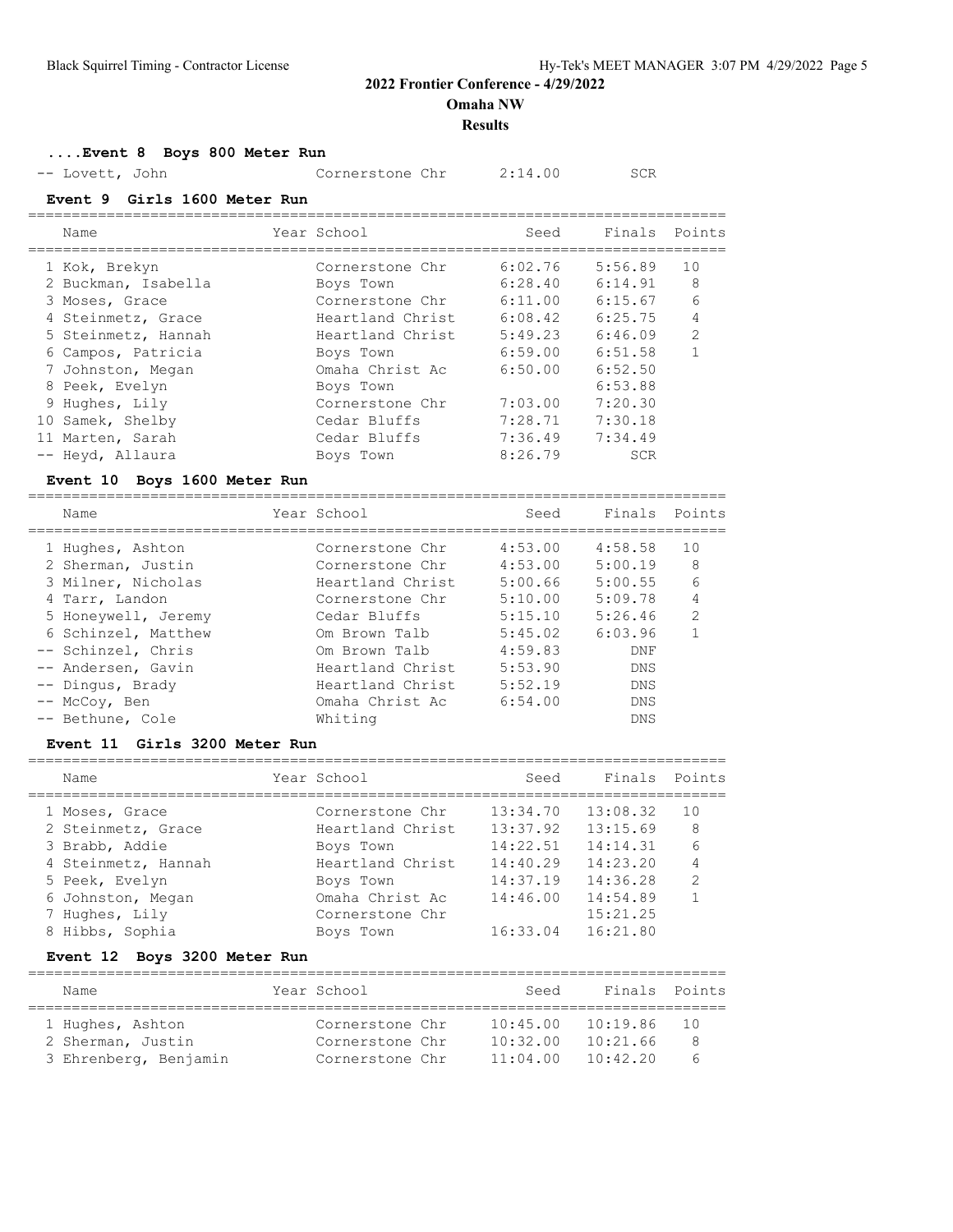## 2022 Frontier Conference - 4/29/2022

**Omaha NW**

**Results**

### ....Event 8 Boys 800 Meter Run

| Name | Year School | Seed | Finals | Points |
|---|---|---|---|---|
| -- Lovett, John | Cornerstone Chr | 2:14.00 | SCR | |

### Event 9 Girls 1600 Meter Run

| Name | Year School | Seed | Finals | Points |
|---|---|---|---|---|
| 1 Kok, Brekyn | Cornerstone Chr | 6:02.76 | 5:56.89 | 10 |
| 2 Buckman, Isabella | Boys Town | 6:28.40 | 6:14.91 | 8 |
| 3 Moses, Grace | Cornerstone Chr | 6:11.00 | 6:15.67 | 6 |
| 4 Steinmetz, Grace | Heartland Christ | 6:08.42 | 6:25.75 | 4 |
| 5 Steinmetz, Hannah | Heartland Christ | 5:49.23 | 6:46.09 | 2 |
| 6 Campos, Patricia | Boys Town | 6:59.00 | 6:51.58 | 1 |
| 7 Johnston, Megan | Omaha Christ Ac | 6:50.00 | 6:52.50 | |
| 8 Peek, Evelyn | Boys Town | | 6:53.88 | |
| 9 Hughes, Lily | Cornerstone Chr | 7:03.00 | 7:20.30 | |
| 10 Samek, Shelby | Cedar Bluffs | 7:28.71 | 7:30.18 | |
| 11 Marten, Sarah | Cedar Bluffs | 7:36.49 | 7:34.49 | |
| -- Heyd, Allaura | Boys Town | 8:26.79 | SCR | |

### Event 10 Boys 1600 Meter Run

| Name | Year School | Seed | Finals | Points |
|---|---|---|---|---|
| 1 Hughes, Ashton | Cornerstone Chr | 4:53.00 | 4:58.58 | 10 |
| 2 Sherman, Justin | Cornerstone Chr | 4:53.00 | 5:00.19 | 8 |
| 3 Milner, Nicholas | Heartland Christ | 5:00.66 | 5:00.55 | 6 |
| 4 Tarr, Landon | Cornerstone Chr | 5:10.00 | 5:09.78 | 4 |
| 5 Honeywell, Jeremy | Cedar Bluffs | 5:15.10 | 5:26.46 | 2 |
| 6 Schinzel, Matthew | Om Brown Talb | 5:45.02 | 6:03.96 | 1 |
| -- Schinzel, Chris | Om Brown Talb | 4:59.83 | DNF | |
| -- Andersen, Gavin | Heartland Christ | 5:53.90 | DNS | |
| -- Dingus, Brady | Heartland Christ | 5:52.19 | DNS | |
| -- McCoy, Ben | Omaha Christ Ac | 6:54.00 | DNS | |
| -- Bethune, Cole | Whiting | | DNS | |

### Event 11 Girls 3200 Meter Run

| Name | Year School | Seed | Finals | Points |
|---|---|---|---|---|
| 1 Moses, Grace | Cornerstone Chr | 13:34.70 | 13:08.32 | 10 |
| 2 Steinmetz, Grace | Heartland Christ | 13:37.92 | 13:15.69 | 8 |
| 3 Brabb, Addie | Boys Town | 14:22.51 | 14:14.31 | 6 |
| 4 Steinmetz, Hannah | Heartland Christ | 14:40.29 | 14:23.20 | 4 |
| 5 Peek, Evelyn | Boys Town | 14:37.19 | 14:36.28 | 2 |
| 6 Johnston, Megan | Omaha Christ Ac | 14:46.00 | 14:54.89 | 1 |
| 7 Hughes, Lily | Cornerstone Chr | | 15:21.25 | |
| 8 Hibbs, Sophia | Boys Town | 16:33.04 | 16:21.80 | |

### Event 12 Boys 3200 Meter Run

| Name | Year School | Seed | Finals | Points |
|---|---|---|---|---|
| 1 Hughes, Ashton | Cornerstone Chr | 10:45.00 | 10:19.86 | 10 |
| 2 Sherman, Justin | Cornerstone Chr | 10:32.00 | 10:21.66 | 8 |
| 3 Ehrenberg, Benjamin | Cornerstone Chr | 11:04.00 | 10:42.20 | 6 |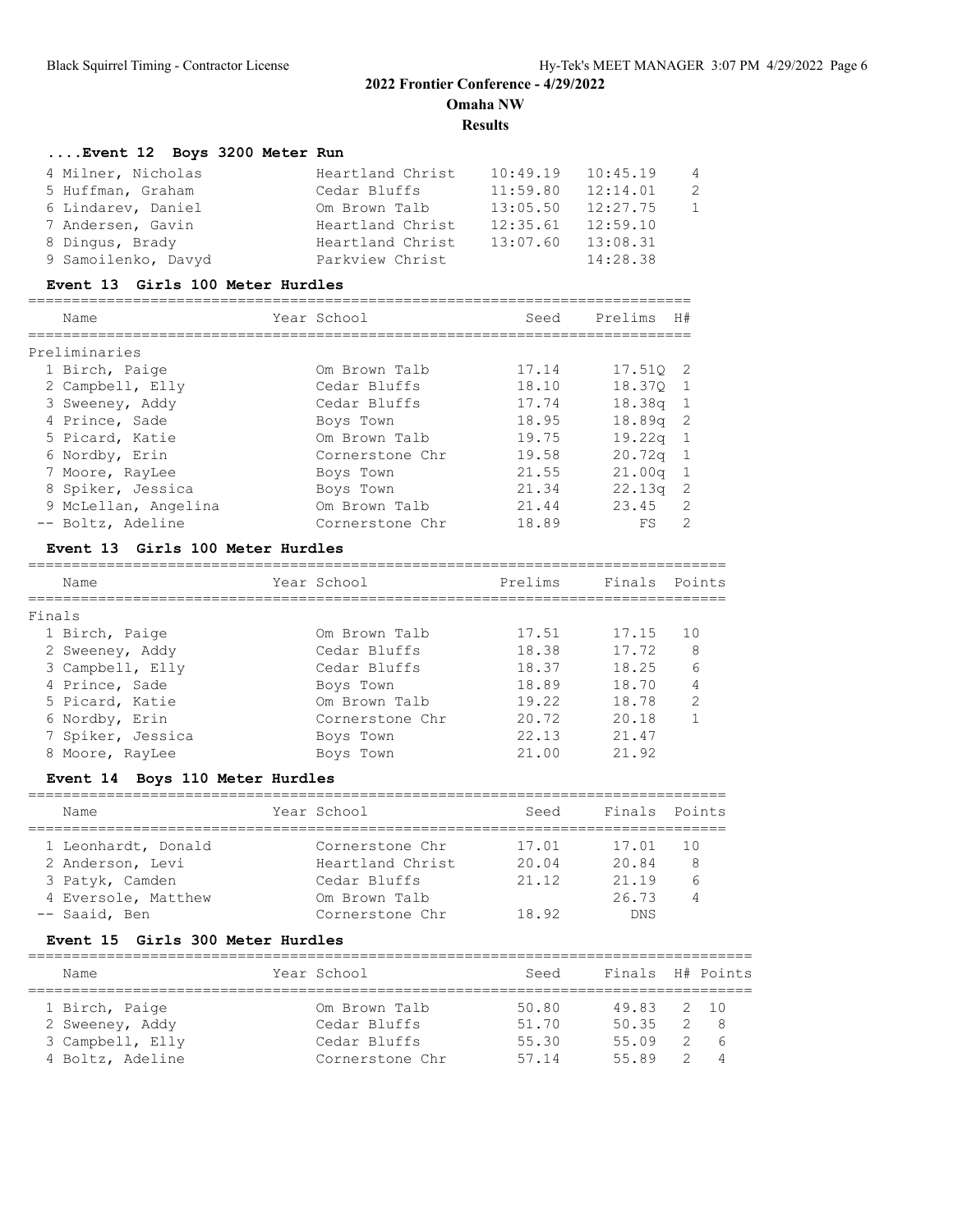## 2022 Frontier Conference - 4/29/2022

**Omaha NW**

**Results**

### ....Event 12 Boys 3200 Meter Run

| Place | Name | Year | School | Seed | Finals | Points |
|---|---|---|---|---|---|---|
| 4 | Milner, Nicholas | | Heartland Christ | 10:49.19 | 10:45.19 | 4 |
| 5 | Huffman, Graham | | Cedar Bluffs | 11:59.80 | 12:14.01 | 2 |
| 6 | Lindarev, Daniel | | Om Brown Talb | 13:05.50 | 12:27.75 | 1 |
| 7 | Andersen, Gavin | | Heartland Christ | 12:35.61 | 12:59.10 | |
| 8 | Dingus, Brady | | Heartland Christ | 13:07.60 | 13:08.31 | |
| 9 | Samoilenko, Davyd | | Parkview Christ | | 14:28.38 | |

### Event 13 Girls 100 Meter Hurdles

Preliminaries

| Place | Name | Year | School | Seed | Prelims | H# |
|---|---|---|---|---|---|---|
| 1 | Birch, Paige | | Om Brown Talb | 17.14 | 17.51Q | 2 |
| 2 | Campbell, Elly | | Cedar Bluffs | 18.10 | 18.37Q | 1 |
| 3 | Sweeney, Addy | | Cedar Bluffs | 17.74 | 18.38q | 1 |
| 4 | Prince, Sade | | Boys Town | 18.95 | 18.89q | 2 |
| 5 | Picard, Katie | | Om Brown Talb | 19.75 | 19.22q | 1 |
| 6 | Nordby, Erin | | Cornerstone Chr | 19.58 | 20.72q | 1 |
| 7 | Moore, RayLee | | Boys Town | 21.55 | 21.00q | 1 |
| 8 | Spiker, Jessica | | Boys Town | 21.34 | 22.13q | 2 |
| 9 | McLellan, Angelina | | Om Brown Talb | 21.44 | 23.45 | 2 |
| -- | Boltz, Adeline | | Cornerstone Chr | 18.89 | FS | 2 |

### Event 13 Girls 100 Meter Hurdles

Finals

| Place | Name | Year | School | Prelims | Finals | Points |
|---|---|---|---|---|---|---|
| 1 | Birch, Paige | | Om Brown Talb | 17.51 | 17.15 | 10 |
| 2 | Sweeney, Addy | | Cedar Bluffs | 18.38 | 17.72 | 8 |
| 3 | Campbell, Elly | | Cedar Bluffs | 18.37 | 18.25 | 6 |
| 4 | Prince, Sade | | Boys Town | 18.89 | 18.70 | 4 |
| 5 | Picard, Katie | | Om Brown Talb | 19.22 | 18.78 | 2 |
| 6 | Nordby, Erin | | Cornerstone Chr | 20.72 | 20.18 | 1 |
| 7 | Spiker, Jessica | | Boys Town | 22.13 | 21.47 | |
| 8 | Moore, RayLee | | Boys Town | 21.00 | 21.92 | |

### Event 14 Boys 110 Meter Hurdles

| Place | Name | Year | School | Seed | Finals | Points |
|---|---|---|---|---|---|---|
| 1 | Leonhardt, Donald | | Cornerstone Chr | 17.01 | 17.01 | 10 |
| 2 | Anderson, Levi | | Heartland Christ | 20.04 | 20.84 | 8 |
| 3 | Patyk, Camden | | Cedar Bluffs | 21.12 | 21.19 | 6 |
| 4 | Eversole, Matthew | | Om Brown Talb | | 26.73 | 4 |
| -- | Saaid, Ben | | Cornerstone Chr | 18.92 | DNS | |

### Event 15 Girls 300 Meter Hurdles

| Place | Name | Year | School | Seed | Finals | H# | Points |
|---|---|---|---|---|---|---|---|
| 1 | Birch, Paige | | Om Brown Talb | 50.80 | 49.83 | 2 | 10 |
| 2 | Sweeney, Addy | | Cedar Bluffs | 51.70 | 50.35 | 2 | 8 |
| 3 | Campbell, Elly | | Cedar Bluffs | 55.30 | 55.09 | 2 | 6 |
| 4 | Boltz, Adeline | | Cornerstone Chr | 57.14 | 55.89 | 2 | 4 |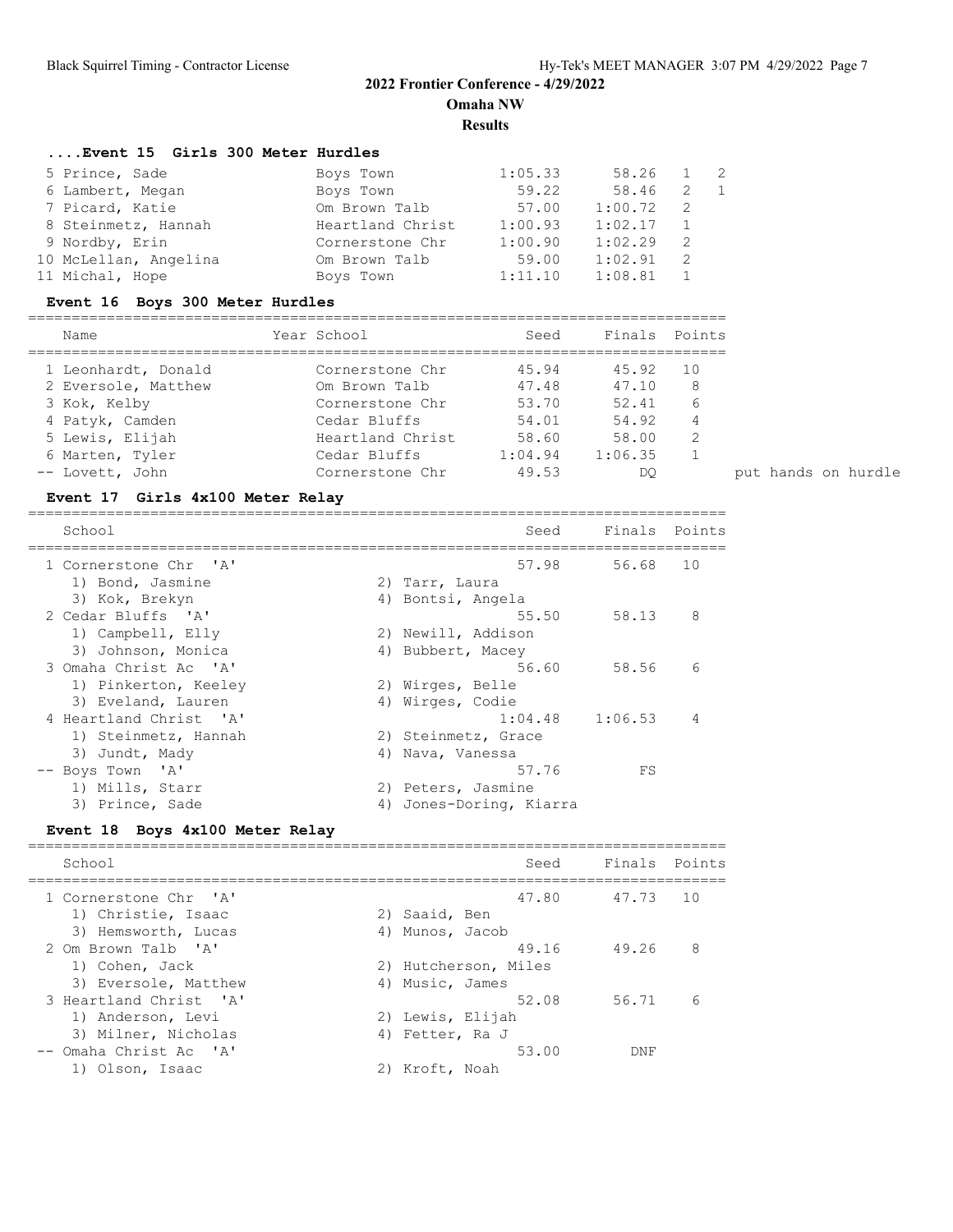# 2022 Frontier Conference - 4/29/2022

**Omaha NW**

**Results**

### ....Event 15 Girls 300 Meter Hurdles

| Name | Year School | Seed | Finals | H# | Points |
|---|---|---|---|---|---|
| 5 Prince, Sade | Boys Town | 1:05.33 | 58.26 | 1 | 2 |
| 6 Lambert, Megan | Boys Town | 59.22 | 58.46 | 2 | 1 |
| 7 Picard, Katie | Om Brown Talb | 57.00 | 1:00.72 | 2 | |
| 8 Steinmetz, Hannah | Heartland Christ | 1:00.93 | 1:02.17 | 1 | |
| 9 Nordby, Erin | Cornerstone Chr | 1:00.90 | 1:02.29 | 2 | |
| 10 McLellan, Angelina | Om Brown Talb | 59.00 | 1:02.91 | 2 | |
| 11 Michal, Hope | Boys Town | 1:11.10 | 1:08.81 | 1 | |

### Event 16 Boys 300 Meter Hurdles

| Name | Year School | Seed | Finals | Points | |
|---|---|---|---|---|---|
| 1 Leonhardt, Donald | Cornerstone Chr | 45.94 | 45.92 | 10 | |
| 2 Eversole, Matthew | Om Brown Talb | 47.48 | 47.10 | 8 | |
| 3 Kok, Kelby | Cornerstone Chr | 53.70 | 52.41 | 6 | |
| 4 Patyk, Camden | Cedar Bluffs | 54.01 | 54.92 | 4 | |
| 5 Lewis, Elijah | Heartland Christ | 58.60 | 58.00 | 2 | |
| 6 Marten, Tyler | Cedar Bluffs | 1:04.94 | 1:06.35 | 1 | |
| -- Lovett, John | Cornerstone Chr | 49.53 | DQ | | put hands on hurdle |

### Event 17 Girls 4x100 Meter Relay

| School | | Seed | Finals | Points |
|---|---|---|---|---|
| 1 Cornerstone Chr 'A' | | 57.98 | 56.68 | 10 |
| 1) Bond, Jasmine | 2) Tarr, Laura | | | |
| 3) Kok, Brekyn | 4) Bontsi, Angela | | | |
| 2 Cedar Bluffs 'A' | | 55.50 | 58.13 | 8 |
| 1) Campbell, Elly | 2) Newill, Addison | | | |
| 3) Johnson, Monica | 4) Bubbert, Macey | | | |
| 3 Omaha Christ Ac 'A' | | 56.60 | 58.56 | 6 |
| 1) Pinkerton, Keeley | 2) Wirges, Belle | | | |
| 3) Eveland, Lauren | 4) Wirges, Codie | | | |
| 4 Heartland Christ 'A' | | 1:04.48 | 1:06.53 | 4 |
| 1) Steinmetz, Hannah | 2) Steinmetz, Grace | | | |
| 3) Jundt, Mady | 4) Nava, Vanessa | | | |
| -- Boys Town 'A' | | 57.76 | FS | |
| 1) Mills, Starr | 2) Peters, Jasmine | | | |
| 3) Prince, Sade | 4) Jones-Doring, Kiarra | | | |

### Event 18 Boys 4x100 Meter Relay

| School | | Seed | Finals | Points |
|---|---|---|---|---|
| 1 Cornerstone Chr 'A' | | 47.80 | 47.73 | 10 |
| 1) Christie, Isaac | 2) Saaid, Ben | | | |
| 3) Hemsworth, Lucas | 4) Munos, Jacob | | | |
| 2 Om Brown Talb 'A' | | 49.16 | 49.26 | 8 |
| 1) Cohen, Jack | 2) Hutcherson, Miles | | | |
| 3) Eversole, Matthew | 4) Music, James | | | |
| 3 Heartland Christ 'A' | | 52.08 | 56.71 | 6 |
| 1) Anderson, Levi | 2) Lewis, Elijah | | | |
| 3) Milner, Nicholas | 4) Fetter, Ra J | | | |
| -- Omaha Christ Ac 'A' | | 53.00 | DNF | |
| 1) Olson, Isaac | 2) Kroft, Noah | | | |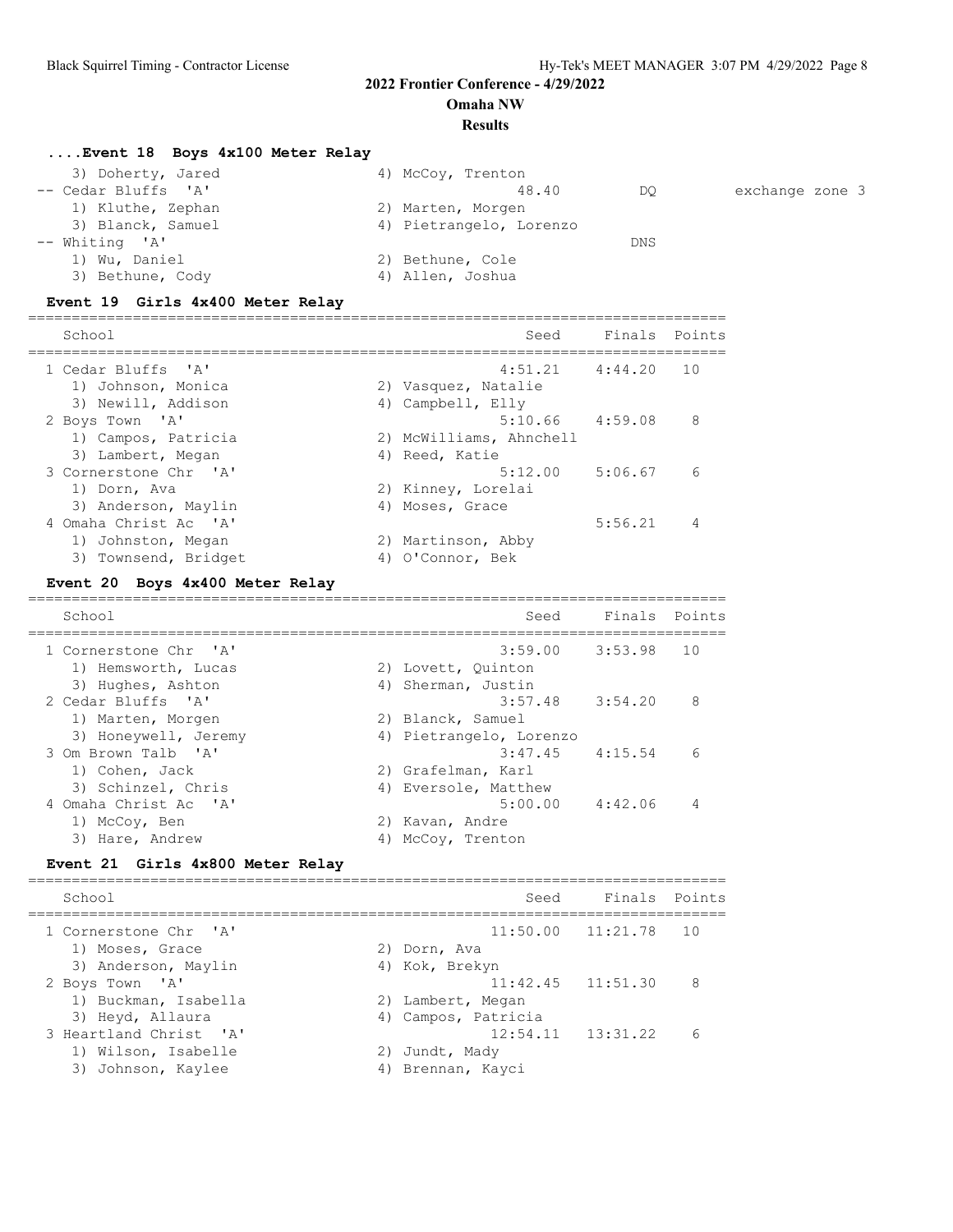## 2022 Frontier Conference - 4/29/2022

**Omaha NW**

**Results**

### ....Event 18 Boys 4x100 Meter Relay

| | | | | |
|---|---|---|---|---|
| 3) Doherty, Jared | 4) McCoy, Trenton | | | |
| -- Cedar Bluffs 'A' | | 48.40 | DQ | exchange zone 3 |
| 1) Kluthe, Zephan | 2) Marten, Morgen | | | |
| 3) Blanck, Samuel | 4) Pietrangelo, Lorenzo | | | |
| -- Whiting 'A' | | | DNS | |
| 1) Wu, Daniel | 2) Bethune, Cole | | | |
| 3) Bethune, Cody | 4) Allen, Joshua | | | |

### Event 19 Girls 4x400 Meter Relay

| School | | Seed | Finals | Points |
|---|---|---|---|---|
| 1 Cedar Bluffs 'A' | | 4:51.21 | 4:44.20 | 10 |
| 1) Johnson, Monica | 2) Vasquez, Natalie | | | |
| 3) Newill, Addison | 4) Campbell, Elly | | | |
| 2 Boys Town 'A' | | 5:10.66 | 4:59.08 | 8 |
| 1) Campos, Patricia | 2) McWilliams, Ahnchell | | | |
| 3) Lambert, Megan | 4) Reed, Katie | | | |
| 3 Cornerstone Chr 'A' | | 5:12.00 | 5:06.67 | 6 |
| 1) Dorn, Ava | 2) Kinney, Lorelai | | | |
| 3) Anderson, Maylin | 4) Moses, Grace | | | |
| 4 Omaha Christ Ac 'A' | | | 5:56.21 | 4 |
| 1) Johnston, Megan | 2) Martinson, Abby | | | |
| 3) Townsend, Bridget | 4) O'Connor, Bek | | | |

### Event 20 Boys 4x400 Meter Relay

| School | | Seed | Finals | Points |
|---|---|---|---|---|
| 1 Cornerstone Chr 'A' | | 3:59.00 | 3:53.98 | 10 |
| 1) Hemsworth, Lucas | 2) Lovett, Quinton | | | |
| 3) Hughes, Ashton | 4) Sherman, Justin | | | |
| 2 Cedar Bluffs 'A' | | 3:57.48 | 3:54.20 | 8 |
| 1) Marten, Morgen | 2) Blanck, Samuel | | | |
| 3) Honeywell, Jeremy | 4) Pietrangelo, Lorenzo | | | |
| 3 Om Brown Talb 'A' | | 3:47.45 | 4:15.54 | 6 |
| 1) Cohen, Jack | 2) Grafelman, Karl | | | |
| 3) Schinzel, Chris | 4) Eversole, Matthew | | | |
| 4 Omaha Christ Ac 'A' | | 5:00.00 | 4:42.06 | 4 |
| 1) McCoy, Ben | 2) Kavan, Andre | | | |
| 3) Hare, Andrew | 4) McCoy, Trenton | | | |

### Event 21 Girls 4x800 Meter Relay

| School | | Seed | Finals | Points |
|---|---|---|---|---|
| 1 Cornerstone Chr 'A' | | 11:50.00 | 11:21.78 | 10 |
| 1) Moses, Grace | 2) Dorn, Ava | | | |
| 3) Anderson, Maylin | 4) Kok, Brekyn | | | |
| 2 Boys Town 'A' | | 11:42.45 | 11:51.30 | 8 |
| 1) Buckman, Isabella | 2) Lambert, Megan | | | |
| 3) Heyd, Allaura | 4) Campos, Patricia | | | |
| 3 Heartland Christ 'A' | | 12:54.11 | 13:31.22 | 6 |
| 1) Wilson, Isabelle | 2) Jundt, Mady | | | |
| 3) Johnson, Kaylee | 4) Brennan, Kayci | | | |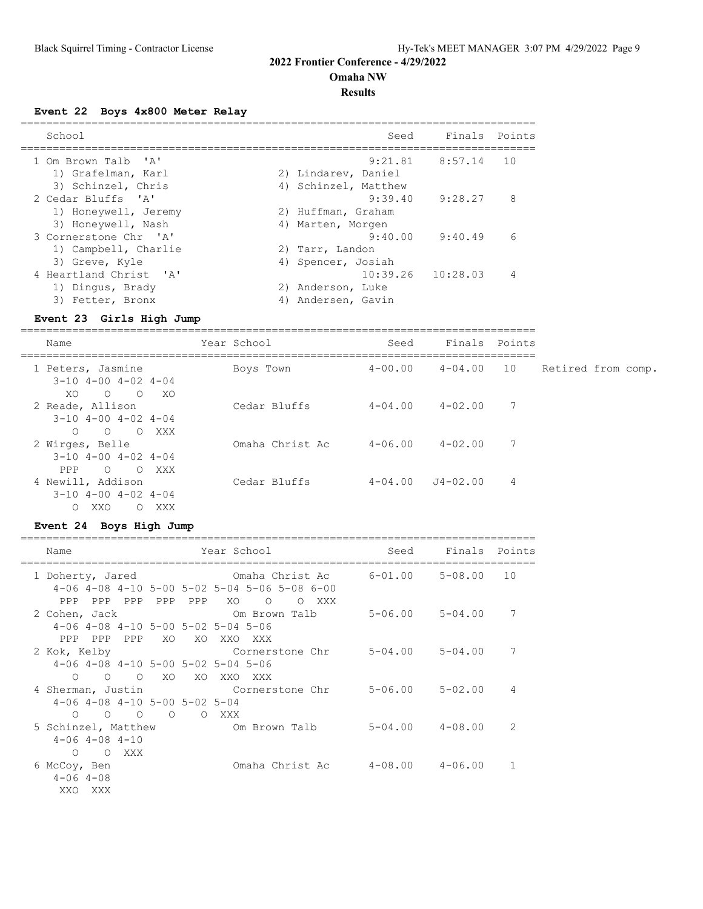## 2022 Frontier Conference - 4/29/2022

### Omaha NW

### Results

#### Event 22 Boys 4x800 Meter Relay

| | School | Seed | Finals | Points |
|---|---|---|---|---|
| 1 | Om Brown Talb 'A' | 9:21.81 | 8:57.14 | 10 |
| | 1) Grafelman, Karl 2) Lindarev, Daniel 3) Schinzel, Chris 4) Schinzel, Matthew | | | |
| 2 | Cedar Bluffs 'A' | 9:39.40 | 9:28.27 | 8 |
| | 1) Honeywell, Jeremy 2) Huffman, Graham 3) Honeywell, Nash 4) Marten, Morgen | | | |
| 3 | Cornerstone Chr 'A' | 9:40.00 | 9:40.49 | 6 |
| | 1) Campbell, Charlie 2) Tarr, Landon 3) Greve, Kyle 4) Spencer, Josiah | | | |
| 4 | Heartland Christ 'A' | 10:39.26 | 10:28.03 | 4 |
| | 1) Dingus, Brady 2) Anderson, Luke 3) Fetter, Bronx 4) Andersen, Gavin | | | |

#### Event 23 Girls High Jump

| | Name | Year | School | Seed | Finals | Points | |
|---|---|---|---|---|---|---|---|
| 1 | Peters, Jasmine | | Boys Town | 4-00.00 | 4-04.00 | 10 | Retired from comp. |
| | 3-10 XO, 4-00 O, 4-02 O, 4-04 XO | | | | | | |
| 2 | Reade, Allison | | Cedar Bluffs | 4-04.00 | 4-02.00 | 7 | |
| | 3-10 O, 4-00 O, 4-02 O, 4-04 XXX | | | | | | |
| 2 | Wirges, Belle | | Omaha Christ Ac | 4-06.00 | 4-02.00 | 7 | |
| | 3-10 PPP, 4-00 O, 4-02 O, 4-04 XXX | | | | | | |
| 4 | Newill, Addison | | Cedar Bluffs | 4-04.00 | J4-02.00 | 4 | |
| | 3-10 O, 4-00 XXO, 4-02 O, 4-04 XXX | | | | | | |

#### Event 24 Boys High Jump

| | Name | Year | School | Seed | Finals | Points |
|---|---|---|---|---|---|---|
| 1 | Doherty, Jared | | Omaha Christ Ac | 6-01.00 | 5-08.00 | 10 |
| | 4-06 PPP, 4-08 PPP, 4-10 PPP, 5-00 PPP, 5-02 PPP, 5-04 XO, 5-06 O, 5-08 O, 6-00 XXX | | | | | |
| 2 | Cohen, Jack | | Om Brown Talb | 5-06.00 | 5-04.00 | 7 |
| | 4-06 PPP, 4-08 PPP, 4-10 PPP, 5-00 XO, 5-02 XO, 5-04 XXO, 5-06 XXX | | | | | |
| 2 | Kok, Kelby | | Cornerstone Chr | 5-04.00 | 5-04.00 | 7 |
| | 4-06 O, 4-08 O, 4-10 O, 5-00 XO, 5-02 XO, 5-04 XXO, 5-06 XXX | | | | | |
| 4 | Sherman, Justin | | Cornerstone Chr | 5-06.00 | 5-02.00 | 4 |
| | 4-06 O, 4-08 O, 4-10 O, 5-00 O, 5-02 O, 5-04 XXX | | | | | |
| 5 | Schinzel, Matthew | | Om Brown Talb | 5-04.00 | 4-08.00 | 2 |
| | 4-06 O, 4-08 O, 4-10 XXX | | | | | |
| 6 | McCoy, Ben | | Omaha Christ Ac | 4-08.00 | 4-06.00 | 1 |
| | 4-06 XXO, 4-08 XXX | | | | | |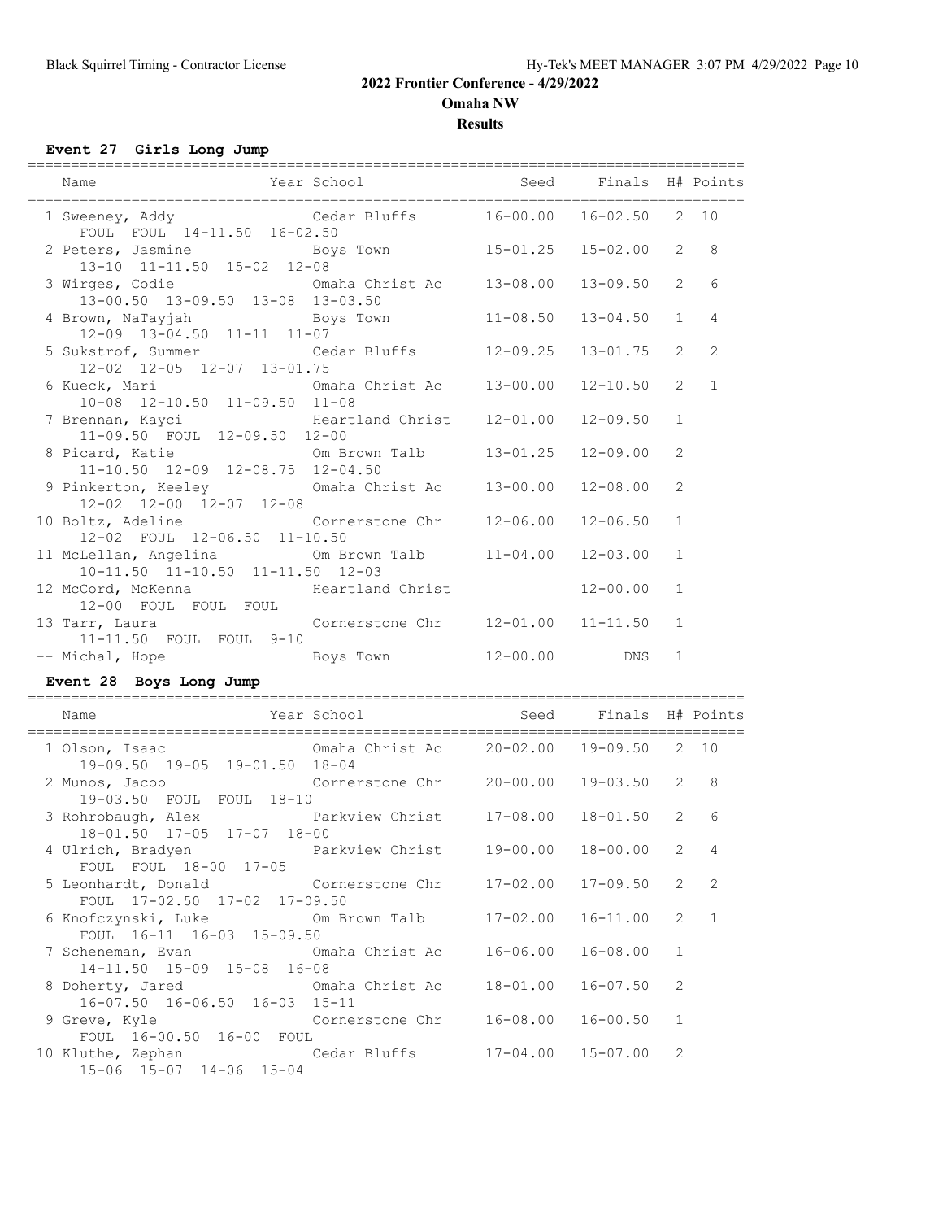## 2022 Frontier Conference - 4/29/2022

**Omaha NW**

**Results**

### Event 27 Girls Long Jump

| Place | Name | Year | School | Seed | Finals | H# | Points |
|---|---|---|---|---|---|---|---|
| 1 | Sweeney, Addy | | Cedar Bluffs | 16-00.00 | 16-02.50 | 2 | 10 |
| | FOUL FOUL 14-11.50 16-02.50 | | | | | | |
| 2 | Peters, Jasmine | | Boys Town | 15-01.25 | 15-02.00 | 2 | 8 |
| | 13-10 11-11.50 15-02 12-08 | | | | | | |
| 3 | Wirges, Codie | | Omaha Christ Ac | 13-08.00 | 13-09.50 | 2 | 6 |
| | 13-00.50 13-09.50 13-08 13-03.50 | | | | | | |
| 4 | Brown, NaTayjah | | Boys Town | 11-08.50 | 13-04.50 | 1 | 4 |
| | 12-09 13-04.50 11-11 11-07 | | | | | | |
| 5 | Sukstrof, Summer | | Cedar Bluffs | 12-09.25 | 13-01.75 | 2 | 2 |
| | 12-02 12-05 12-07 13-01.75 | | | | | | |
| 6 | Kueck, Mari | | Omaha Christ Ac | 13-00.00 | 12-10.50 | 2 | 1 |
| | 10-08 12-10.50 11-09.50 11-08 | | | | | | |
| 7 | Brennan, Kayci | | Heartland Christ | 12-01.00 | 12-09.50 | 1 | |
| | 11-09.50 FOUL 12-09.50 12-00 | | | | | | |
| 8 | Picard, Katie | | Om Brown Talb | 13-01.25 | 12-09.00 | 2 | |
| | 11-10.50 12-09 12-08.75 12-04.50 | | | | | | |
| 9 | Pinkerton, Keeley | | Omaha Christ Ac | 13-00.00 | 12-08.00 | 2 | |
| | 12-02 12-00 12-07 12-08 | | | | | | |
| 10 | Boltz, Adeline | | Cornerstone Chr | 12-06.00 | 12-06.50 | 1 | |
| | 12-02 FOUL 12-06.50 11-10.50 | | | | | | |
| 11 | McLellan, Angelina | | Om Brown Talb | 11-04.00 | 12-03.00 | 1 | |
| | 10-11.50 11-10.50 11-11.50 12-03 | | | | | | |
| 12 | McCord, McKenna | | Heartland Christ | | 12-00.00 | 1 | |
| | 12-00 FOUL FOUL FOUL | | | | | | |
| 13 | Tarr, Laura | | Cornerstone Chr | 12-01.00 | 11-11.50 | 1 | |
| | 11-11.50 FOUL FOUL 9-10 | | | | | | |
| -- | Michal, Hope | | Boys Town | 12-00.00 | DNS | 1 | |

### Event 28 Boys Long Jump

| Place | Name | Year | School | Seed | Finals | H# | Points |
|---|---|---|---|---|---|---|---|
| 1 | Olson, Isaac | | Omaha Christ Ac | 20-02.00 | 19-09.50 | 2 | 10 |
| | 19-09.50 19-05 19-01.50 18-04 | | | | | | |
| 2 | Munos, Jacob | | Cornerstone Chr | 20-00.00 | 19-03.50 | 2 | 8 |
| | 19-03.50 FOUL FOUL 18-10 | | | | | | |
| 3 | Rohrobaugh, Alex | | Parkview Christ | 17-08.00 | 18-01.50 | 2 | 6 |
| | 18-01.50 17-05 17-07 18-00 | | | | | | |
| 4 | Ulrich, Bradyen | | Parkview Christ | 19-00.00 | 18-00.00 | 2 | 4 |
| | FOUL FOUL 18-00 17-05 | | | | | | |
| 5 | Leonhardt, Donald | | Cornerstone Chr | 17-02.00 | 17-09.50 | 2 | 2 |
| | FOUL 17-02.50 17-02 17-09.50 | | | | | | |
| 6 | Knofczynski, Luke | | Om Brown Talb | 17-02.00 | 16-11.00 | 2 | 1 |
| | FOUL 16-11 16-03 15-09.50 | | | | | | |
| 7 | Scheneman, Evan | | Omaha Christ Ac | 16-06.00 | 16-08.00 | 1 | |
| | 14-11.50 15-09 15-08 16-08 | | | | | | |
| 8 | Doherty, Jared | | Omaha Christ Ac | 18-01.00 | 16-07.50 | 2 | |
| | 16-07.50 16-06.50 16-03 15-11 | | | | | | |
| 9 | Greve, Kyle | | Cornerstone Chr | 16-08.00 | 16-00.50 | 1 | |
| | FOUL 16-00.50 16-00 FOUL | | | | | | |
| 10 | Kluthe, Zephan | | Cedar Bluffs | 17-04.00 | 15-07.00 | 2 | |
| | 15-06 15-07 14-06 15-04 | | | | | | |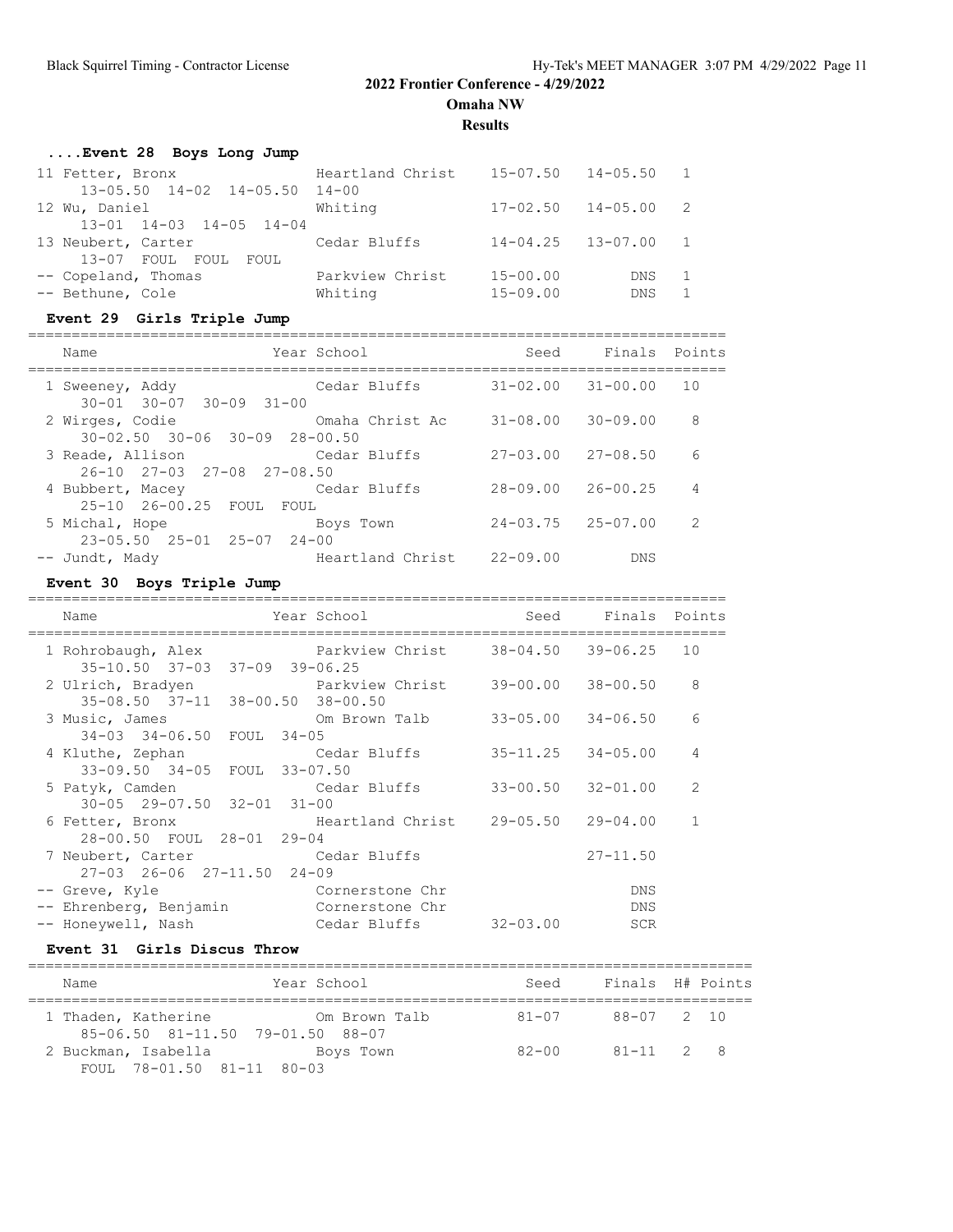## 2022 Frontier Conference - 4/29/2022

**Omaha NW**

**Results**

### ....Event 28 Boys Long Jump

| Name | Year School | Seed | Finals | H# |
|---|---|---|---|---|
| 11 Fetter, Bronx | Heartland Christ | 15-07.50 | 14-05.50 | 1 |
| 13-05.50 14-02 14-05.50 14-00 | | | | |
| 12 Wu, Daniel | Whiting | 17-02.50 | 14-05.00 | 2 |
| 13-01 14-03 14-05 14-04 | | | | |
| 13 Neubert, Carter | Cedar Bluffs | 14-04.25 | 13-07.00 | 1 |
| 13-07 FOUL FOUL FOUL | | | | |
| -- Copeland, Thomas | Parkview Christ | 15-00.00 | DNS | 1 |
| -- Bethune, Cole | Whiting | 15-09.00 | DNS | 1 |

### Event 29 Girls Triple Jump

| Name | Year School | Seed | Finals | Points |
|---|---|---|---|---|
| 1 Sweeney, Addy | Cedar Bluffs | 31-02.00 | 31-00.00 | 10 |
| 30-01 30-07 30-09 31-00 | | | | |
| 2 Wirges, Codie | Omaha Christ Ac | 31-08.00 | 30-09.00 | 8 |
| 30-02.50 30-06 30-09 28-00.50 | | | | |
| 3 Reade, Allison | Cedar Bluffs | 27-03.00 | 27-08.50 | 6 |
| 26-10 27-03 27-08 27-08.50 | | | | |
| 4 Bubbert, Macey | Cedar Bluffs | 28-09.00 | 26-00.25 | 4 |
| 25-10 26-00.25 FOUL FOUL | | | | |
| 5 Michal, Hope | Boys Town | 24-03.75 | 25-07.00 | 2 |
| 23-05.50 25-01 25-07 24-00 | | | | |
| -- Jundt, Mady | Heartland Christ | 22-09.00 | DNS | |

### Event 30 Boys Triple Jump

| Name | Year School | Seed | Finals | Points |
|---|---|---|---|---|
| 1 Rohrobaugh, Alex | Parkview Christ | 38-04.50 | 39-06.25 | 10 |
| 35-10.50 37-03 37-09 39-06.25 | | | | |
| 2 Ulrich, Bradyen | Parkview Christ | 39-00.00 | 38-00.50 | 8 |
| 35-08.50 37-11 38-00.50 38-00.50 | | | | |
| 3 Music, James | Om Brown Talb | 33-05.00 | 34-06.50 | 6 |
| 34-03 34-06.50 FOUL 34-05 | | | | |
| 4 Kluthe, Zephan | Cedar Bluffs | 35-11.25 | 34-05.00 | 4 |
| 33-09.50 34-05 FOUL 33-07.50 | | | | |
| 5 Patyk, Camden | Cedar Bluffs | 33-00.50 | 32-01.00 | 2 |
| 30-05 29-07.50 32-01 31-00 | | | | |
| 6 Fetter, Bronx | Heartland Christ | 29-05.50 | 29-04.00 | 1 |
| 28-00.50 FOUL 28-01 29-04 | | | | |
| 7 Neubert, Carter | Cedar Bluffs | | 27-11.50 | |
| 27-03 26-06 27-11.50 24-09 | | | | |
| -- Greve, Kyle | Cornerstone Chr | | DNS | |
| -- Ehrenberg, Benjamin | Cornerstone Chr | | DNS | |
| -- Honeywell, Nash | Cedar Bluffs | 32-03.00 | SCR | |

### Event 31 Girls Discus Throw

| Name | Year School | Seed | Finals | H# | Points |
|---|---|---|---|---|---|
| 1 Thaden, Katherine | Om Brown Talb | 81-07 | 88-07 | 2 | 10 |
| 85-06.50 81-11.50 79-01.50 88-07 | | | | | |
| 2 Buckman, Isabella | Boys Town | 82-00 | 81-11 | 2 | 8 |
| FOUL 78-01.50 81-11 80-03 | | | | | |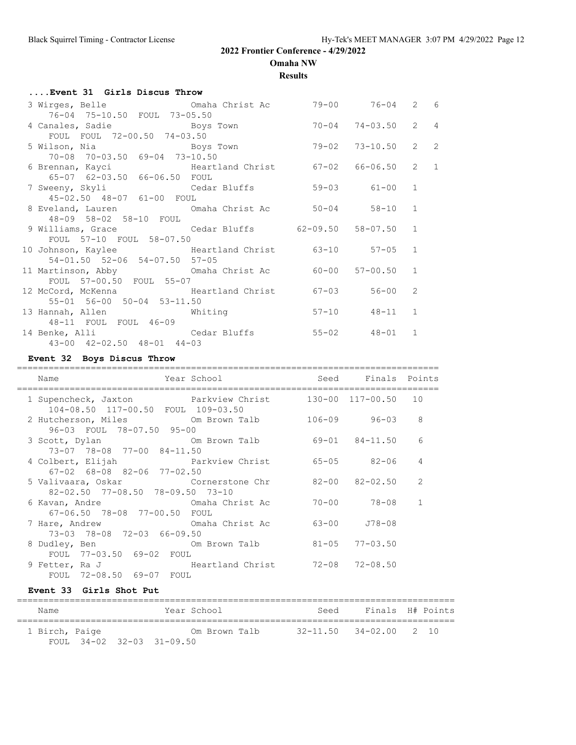## 2022 Frontier Conference - 4/29/2022

**Omaha NW**

**Results**

### ....Event 31 Girls Discus Throw

| Name | School | Seed | Finals | H# | Points |
|---|---|---|---|---|---|
| 3 Wirges, Belle | Omaha Christ Ac | 79-00 | 76-04 | 2 | 6 |
| 76-04 75-10.50 FOUL 73-05.50 | | | | | |
| 4 Canales, Sadie | Boys Town | 70-04 | 74-03.50 | 2 | 4 |
| FOUL FOUL 72-00.50 74-03.50 | | | | | |
| 5 Wilson, Nia | Boys Town | 79-02 | 73-10.50 | 2 | 2 |
| 70-08 70-03.50 69-04 73-10.50 | | | | | |
| 6 Brennan, Kayci | Heartland Christ | 67-02 | 66-06.50 | 2 | 1 |
| 65-07 62-03.50 66-06.50 FOUL | | | | | |
| 7 Sweeny, Skyli | Cedar Bluffs | 59-03 | 61-00 | 1 | |
| 45-02.50 48-07 61-00 FOUL | | | | | |
| 8 Eveland, Lauren | Omaha Christ Ac | 50-04 | 58-10 | 1 | |
| 48-09 58-02 58-10 FOUL | | | | | |
| 9 Williams, Grace | Cedar Bluffs | 62-09.50 | 58-07.50 | 1 | |
| FOUL 57-10 FOUL 58-07.50 | | | | | |
| 10 Johnson, Kaylee | Heartland Christ | 63-10 | 57-05 | 1 | |
| 54-01.50 52-06 54-07.50 57-05 | | | | | |
| 11 Martinson, Abby | Omaha Christ Ac | 60-00 | 57-00.50 | 1 | |
| FOUL 57-00.50 FOUL 55-07 | | | | | |
| 12 McCord, McKenna | Heartland Christ | 67-03 | 56-00 | 2 | |
| 55-01 56-00 50-04 53-11.50 | | | | | |
| 13 Hannah, Allen | Whiting | 57-10 | 48-11 | 1 | |
| 48-11 FOUL FOUL 46-09 | | | | | |
| 14 Benke, Alli | Cedar Bluffs | 55-02 | 48-01 | 1 | |
| 43-00 42-02.50 48-01 44-03 | | | | | |

### Event 32 Boys Discus Throw

| Name | Year School | Seed | Finals | Points |
|---|---|---|---|---|
| 1 Supencheck, Jaxton | Parkview Christ | 130-00 | 117-00.50 | 10 |
| 104-08.50 117-00.50 FOUL 109-03.50 | | | | |
| 2 Hutcherson, Miles | Om Brown Talb | 106-09 | 96-03 | 8 |
| 96-03 FOUL 78-07.50 95-00 | | | | |
| 3 Scott, Dylan | Om Brown Talb | 69-01 | 84-11.50 | 6 |
| 73-07 78-08 77-00 84-11.50 | | | | |
| 4 Colbert, Elijah | Parkview Christ | 65-05 | 82-06 | 4 |
| 67-02 68-08 82-06 77-02.50 | | | | |
| 5 Valivaara, Oskar | Cornerstone Chr | 82-00 | 82-02.50 | 2 |
| 82-02.50 77-08.50 78-09.50 73-10 | | | | |
| 6 Kavan, Andre | Omaha Christ Ac | 70-00 | 78-08 | 1 |
| 67-06.50 78-08 77-00.50 FOUL | | | | |
| 7 Hare, Andrew | Omaha Christ Ac | 63-00 | J78-08 | |
| 73-03 78-08 72-03 66-09.50 | | | | |
| 8 Dudley, Ben | Om Brown Talb | 81-05 | 77-03.50 | |
| FOUL 77-03.50 69-02 FOUL | | | | |
| 9 Fetter, Ra J | Heartland Christ | 72-08 | 72-08.50 | |
| FOUL 72-08.50 69-07 FOUL | | | | |

### Event 33 Girls Shot Put

| Name | Year School | Seed | Finals | H# | Points |
|---|---|---|---|---|---|
| 1 Birch, Paige | Om Brown Talb | 32-11.50 | 34-02.00 | 2 | 10 |
| FOUL 34-02 32-03 31-09.50 | | | | | |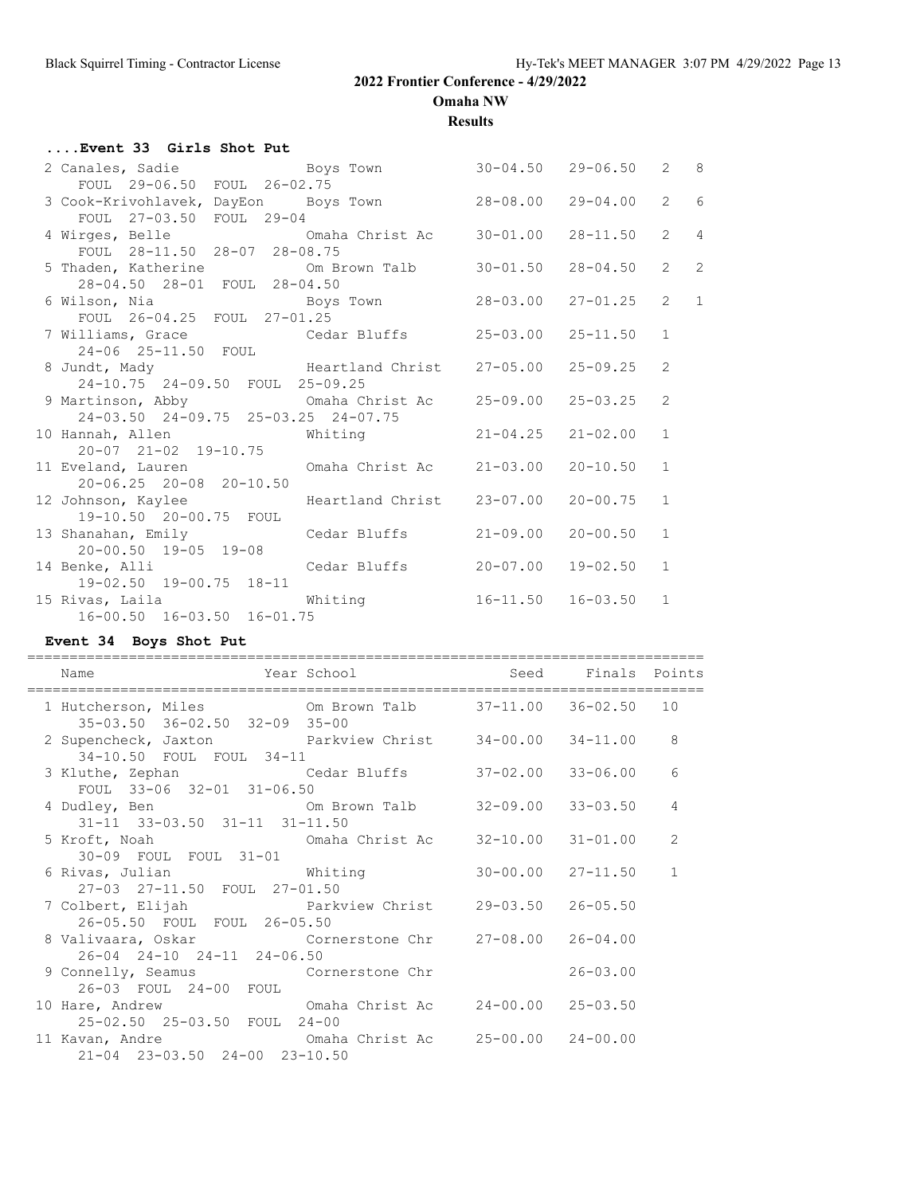## 2022 Frontier Conference - 4/29/2022

**Omaha NW**

**Results**

### ....Event 33 Girls Shot Put

| Place | Name | School | Seed | Finals | H# | Points |
|---|---|---|---|---|---|---|
| 2 | Canales, Sadie | Boys Town | 30-04.50 | 29-06.50 | 2 | 8 |
| | FOUL 29-06.50 FOUL 26-02.75 | | | | | |
| 3 | Cook-Krivohlavek, DayEon | Boys Town | 28-08.00 | 29-04.00 | 2 | 6 |
| | FOUL 27-03.50 FOUL 29-04 | | | | | |
| 4 | Wirges, Belle | Omaha Christ Ac | 30-01.00 | 28-11.50 | 2 | 4 |
| | FOUL 28-11.50 28-07 28-08.75 | | | | | |
| 5 | Thaden, Katherine | Om Brown Talb | 30-01.50 | 28-04.50 | 2 | 2 |
| | 28-04.50 28-01 FOUL 28-04.50 | | | | | |
| 6 | Wilson, Nia | Boys Town | 28-03.00 | 27-01.25 | 2 | 1 |
| | FOUL 26-04.25 FOUL 27-01.25 | | | | | |
| 7 | Williams, Grace | Cedar Bluffs | 25-03.00 | 25-11.50 | 1 | |
| | 24-06 25-11.50 FOUL | | | | | |
| 8 | Jundt, Mady | Heartland Christ | 27-05.00 | 25-09.25 | 2 | |
| | 24-10.75 24-09.50 FOUL 25-09.25 | | | | | |
| 9 | Martinson, Abby | Omaha Christ Ac | 25-09.00 | 25-03.25 | 2 | |
| | 24-03.50 24-09.75 25-03.25 24-07.75 | | | | | |
| 10 | Hannah, Allen | Whiting | 21-04.25 | 21-02.00 | 1 | |
| | 20-07 21-02 19-10.75 | | | | | |
| 11 | Eveland, Lauren | Omaha Christ Ac | 21-03.00 | 20-10.50 | 1 | |
| | 20-06.25 20-08 20-10.50 | | | | | |
| 12 | Johnson, Kaylee | Heartland Christ | 23-07.00 | 20-00.75 | 1 | |
| | 19-10.50 20-00.75 FOUL | | | | | |
| 13 | Shanahan, Emily | Cedar Bluffs | 21-09.00 | 20-00.50 | 1 | |
| | 20-00.50 19-05 19-08 | | | | | |
| 14 | Benke, Alli | Cedar Bluffs | 20-07.00 | 19-02.50 | 1 | |
| | 19-02.50 19-00.75 18-11 | | | | | |
| 15 | Rivas, Laila | Whiting | 16-11.50 | 16-03.50 | 1 | |
| | 16-00.50 16-03.50 16-01.75 | | | | | |

### Event 34 Boys Shot Put

| Place | Name | Year School | Seed | Finals | Points |
|---|---|---|---|---|---|
| 1 | Hutcherson, Miles | Om Brown Talb | 37-11.00 | 36-02.50 | 10 |
| | 35-03.50 36-02.50 32-09 35-00 | | | | |
| 2 | Supencheck, Jaxton | Parkview Christ | 34-00.00 | 34-11.00 | 8 |
| | 34-10.50 FOUL FOUL 34-11 | | | | |
| 3 | Kluthe, Zephan | Cedar Bluffs | 37-02.00 | 33-06.00 | 6 |
| | FOUL 33-06 32-01 31-06.50 | | | | |
| 4 | Dudley, Ben | Om Brown Talb | 32-09.00 | 33-03.50 | 4 |
| | 31-11 33-03.50 31-11 31-11.50 | | | | |
| 5 | Kroft, Noah | Omaha Christ Ac | 32-10.00 | 31-01.00 | 2 |
| | 30-09 FOUL FOUL 31-01 | | | | |
| 6 | Rivas, Julian | Whiting | 30-00.00 | 27-11.50 | 1 |
| | 27-03 27-11.50 FOUL 27-01.50 | | | | |
| 7 | Colbert, Elijah | Parkview Christ | 29-03.50 | 26-05.50 | |
| | 26-05.50 FOUL FOUL 26-05.50 | | | | |
| 8 | Valivaara, Oskar | Cornerstone Chr | 27-08.00 | 26-04.00 | |
| | 26-04 24-10 24-11 24-06.50 | | | | |
| 9 | Connelly, Seamus | Cornerstone Chr | | 26-03.00 | |
| | 26-03 FOUL 24-00 FOUL | | | | |
| 10 | Hare, Andrew | Omaha Christ Ac | 24-00.00 | 25-03.50 | |
| | 25-02.50 25-03.50 FOUL 24-00 | | | | |
| 11 | Kavan, Andre | Omaha Christ Ac | 25-00.00 | 24-00.00 | |
| | 21-04 23-03.50 24-00 23-10.50 | | | | |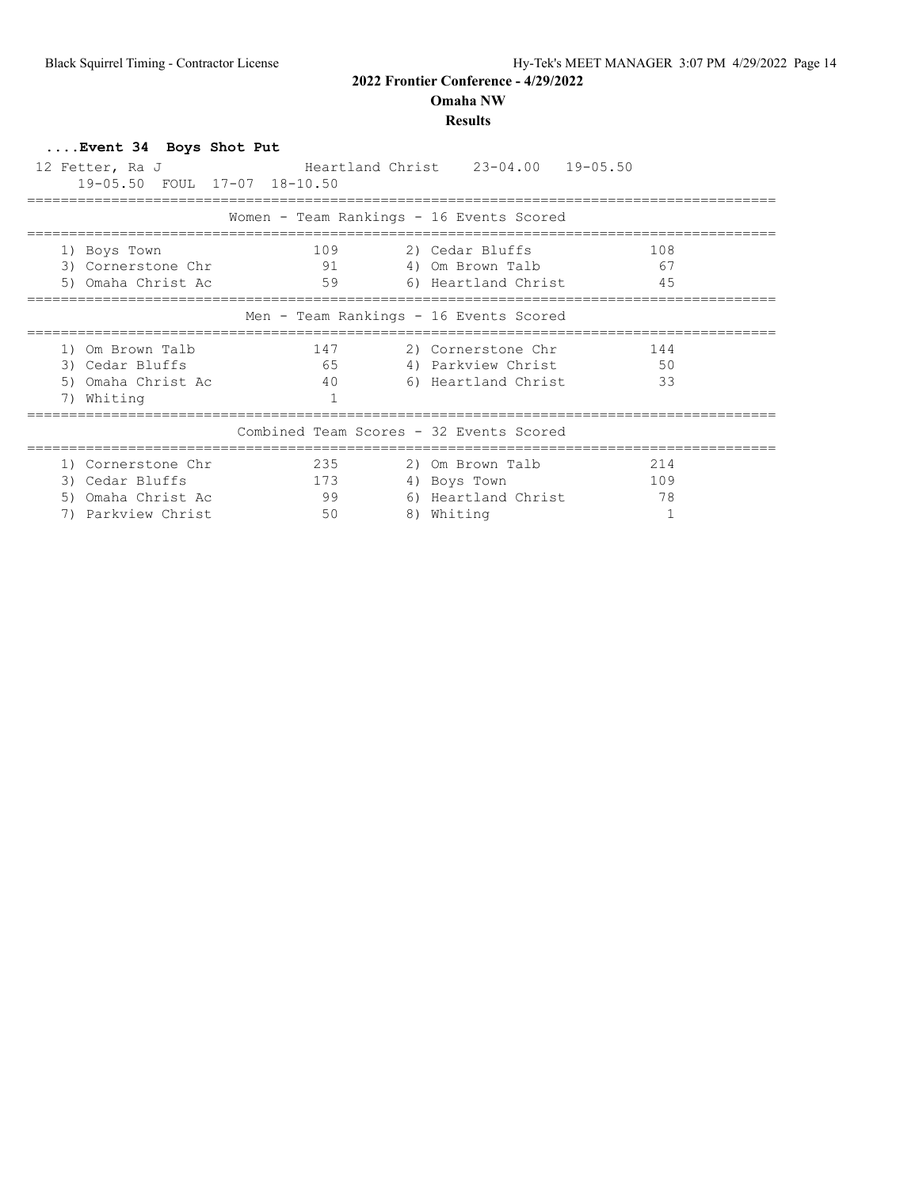**2022 Frontier Conference - 4/29/2022**

**Omaha NW**

**Results**

### ....Event 34 Boys Shot Put

```
 12 Fetter, Ra J               Heartland Christ    23-04.00   19-05.50
     19-05.50  FOUL  17-07  18-10.50
```

### Women - Team Rankings - 16 Events Scored

| | | | |
|---|---|---|---|
| 1) Boys Town | 109 | 2) Cedar Bluffs | 108 |
| 3) Cornerstone Chr | 91 | 4) Om Brown Talb | 67 |
| 5) Omaha Christ Ac | 59 | 6) Heartland Christ | 45 |

### Men - Team Rankings - 16 Events Scored

| | | | |
|---|---|---|---|
| 1) Om Brown Talb | 147 | 2) Cornerstone Chr | 144 |
| 3) Cedar Bluffs | 65 | 4) Parkview Christ | 50 |
| 5) Omaha Christ Ac | 40 | 6) Heartland Christ | 33 |
| 7) Whiting | 1 | | |

### Combined Team Scores - 32 Events Scored

| | | | |
|---|---|---|---|
| 1) Cornerstone Chr | 235 | 2) Om Brown Talb | 214 |
| 3) Cedar Bluffs | 173 | 4) Boys Town | 109 |
| 5) Omaha Christ Ac | 99 | 6) Heartland Christ | 78 |
| 7) Parkview Christ | 50 | 8) Whiting | 1 |